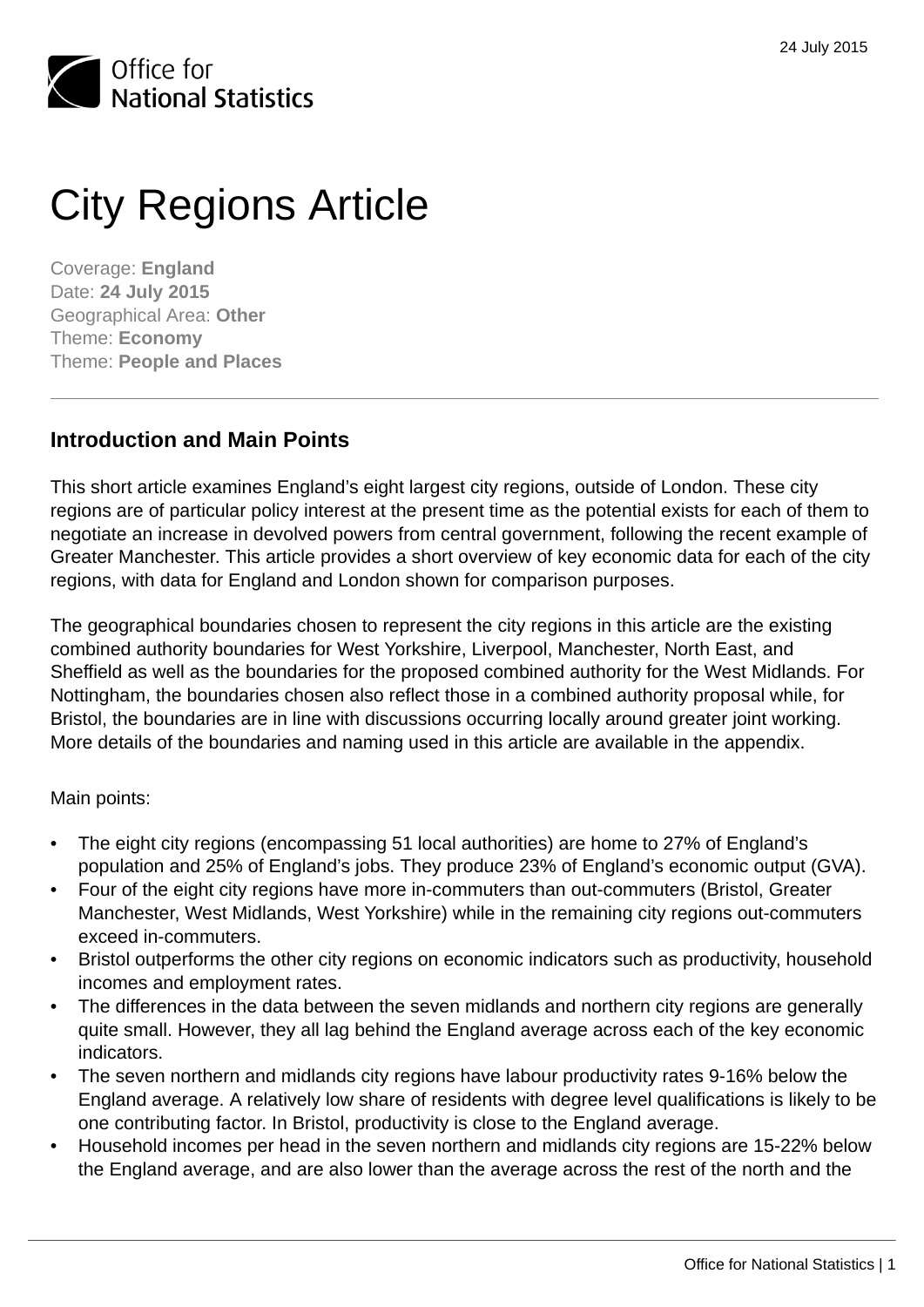# City Regions Article

Coverage: **England**
Date: **24 July 2015**
Geographical Area: **Other**
Theme: **Economy**
Theme: **People and Places**

## Introduction and Main Points

This short article examines England's eight largest city regions, outside of London. These city regions are of particular policy interest at the present time as the potential exists for each of them to negotiate an increase in devolved powers from central government, following the recent example of Greater Manchester. This article provides a short overview of key economic data for each of the city regions, with data for England and London shown for comparison purposes.

The geographical boundaries chosen to represent the city regions in this article are the existing combined authority boundaries for West Yorkshire, Liverpool, Manchester, North East, and Sheffield as well as the boundaries for the proposed combined authority for the West Midlands. For Nottingham, the boundaries chosen also reflect those in a combined authority proposal while, for Bristol, the boundaries are in line with discussions occurring locally around greater joint working. More details of the boundaries and naming used in this article are available in the appendix.

Main points:

- The eight city regions (encompassing 51 local authorities) are home to 27% of England's population and 25% of England's jobs. They produce 23% of England's economic output (GVA).
- Four of the eight city regions have more in-commuters than out-commuters (Bristol, Greater Manchester, West Midlands, West Yorkshire) while in the remaining city regions out-commuters exceed in-commuters.
- Bristol outperforms the other city regions on economic indicators such as productivity, household incomes and employment rates.
- The differences in the data between the seven midlands and northern city regions are generally quite small. However, they all lag behind the England average across each of the key economic indicators.
- The seven northern and midlands city regions have labour productivity rates 9-16% below the England average. A relatively low share of residents with degree level qualifications is likely to be one contributing factor. In Bristol, productivity is close to the England average.
- Household incomes per head in the seven northern and midlands city regions are 15-22% below the England average, and are also lower than the average across the rest of the north and the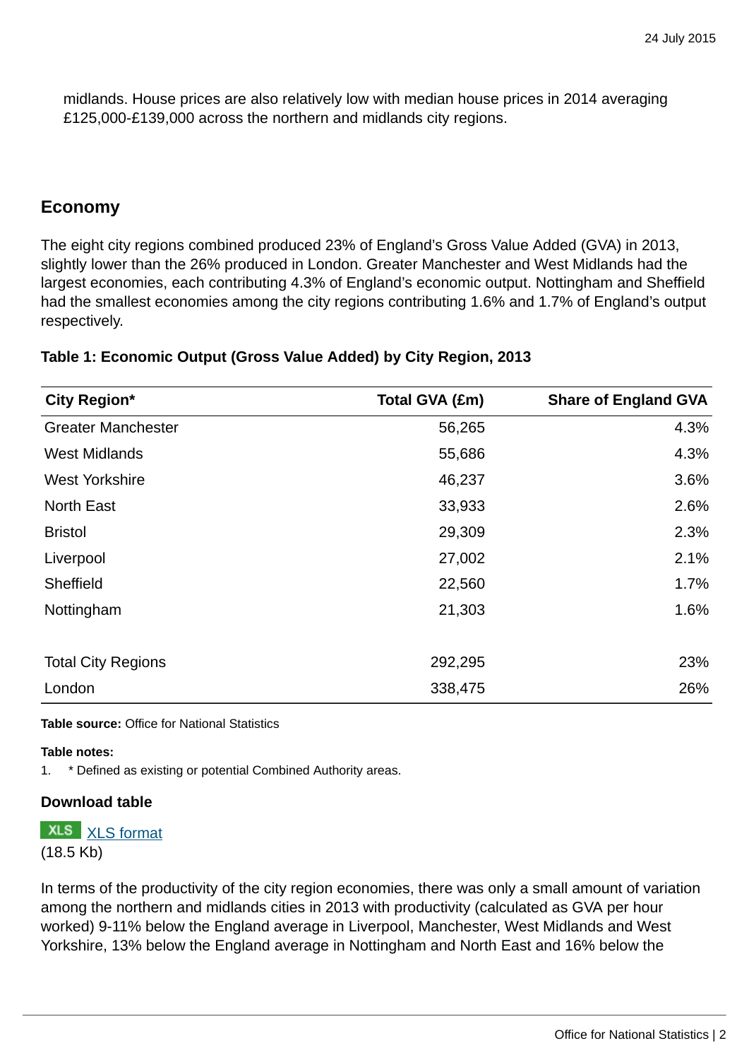midlands. House prices are also relatively low with median house prices in 2014 averaging £125,000-£139,000 across the northern and midlands city regions.

## Economy

The eight city regions combined produced 23% of England's Gross Value Added (GVA) in 2013, slightly lower than the 26% produced in London. Greater Manchester and West Midlands had the largest economies, each contributing 4.3% of England's economic output. Nottingham and Sheffield had the smallest economies among the city regions contributing 1.6% and 1.7% of England's output respectively.

**Table 1: Economic Output (Gross Value Added) by City Region, 2013**

| City Region* | Total GVA (£m) | Share of England GVA |
|---|---|---|
| Greater Manchester | 56,265 | 4.3% |
| West Midlands | 55,686 | 4.3% |
| West Yorkshire | 46,237 | 3.6% |
| North East | 33,933 | 2.6% |
| Bristol | 29,309 | 2.3% |
| Liverpool | 27,002 | 2.1% |
| Sheffield | 22,560 | 1.7% |
| Nottingham | 21,303 | 1.6% |
| | | |
| Total City Regions | 292,295 | 23% |
| London | 338,475 | 26% |

**Table source:** Office for National Statistics

**Table notes:**

1. * Defined as existing or potential Combined Authority areas.

**Download table**

XLS [XLS format](XLS format)
(18.5 Kb)

In terms of the productivity of the city region economies, there was only a small amount of variation among the northern and midlands cities in 2013 with productivity (calculated as GVA per hour worked) 9-11% below the England average in Liverpool, Manchester, West Midlands and West Yorkshire, 13% below the England average in Nottingham and North East and 16% below the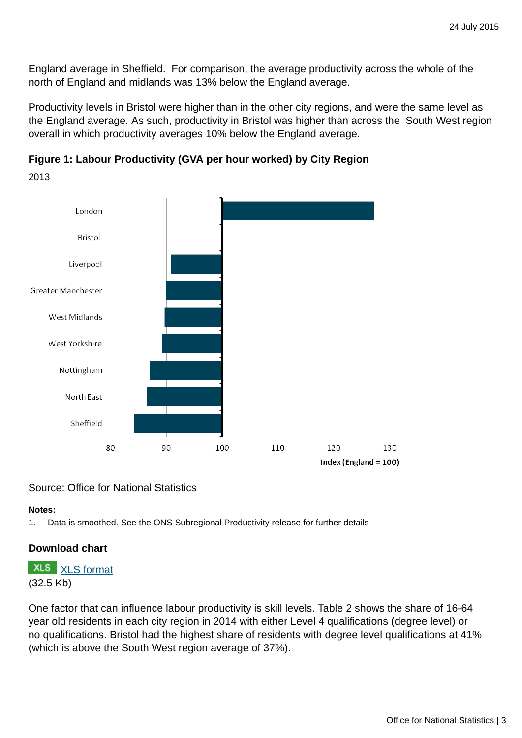England average in Sheffield. For comparison, the average productivity across the whole of the north of England and midlands was 13% below the England average.

Productivity levels in Bristol were higher than in the other city regions, and were the same level as the England average. As such, productivity in Bristol was higher than across the South West region overall in which productivity averages 10% below the England average.

**Figure 1: Labour Productivity (GVA per hour worked) by City Region**

2013

Source: Office for National Statistics

**Notes:**

1. Data is smoothed. See the ONS Subregional Productivity release for further details

**Download chart**

XLS [XLS format](#)
(32.5 Kb)

One factor that can influence labour productivity is skill levels. Table 2 shows the share of 16-64 year old residents in each city region in 2014 with either Level 4 qualifications (degree level) or no qualifications. Bristol had the highest share of residents with degree level qualifications at 41% (which is above the South West region average of 37%).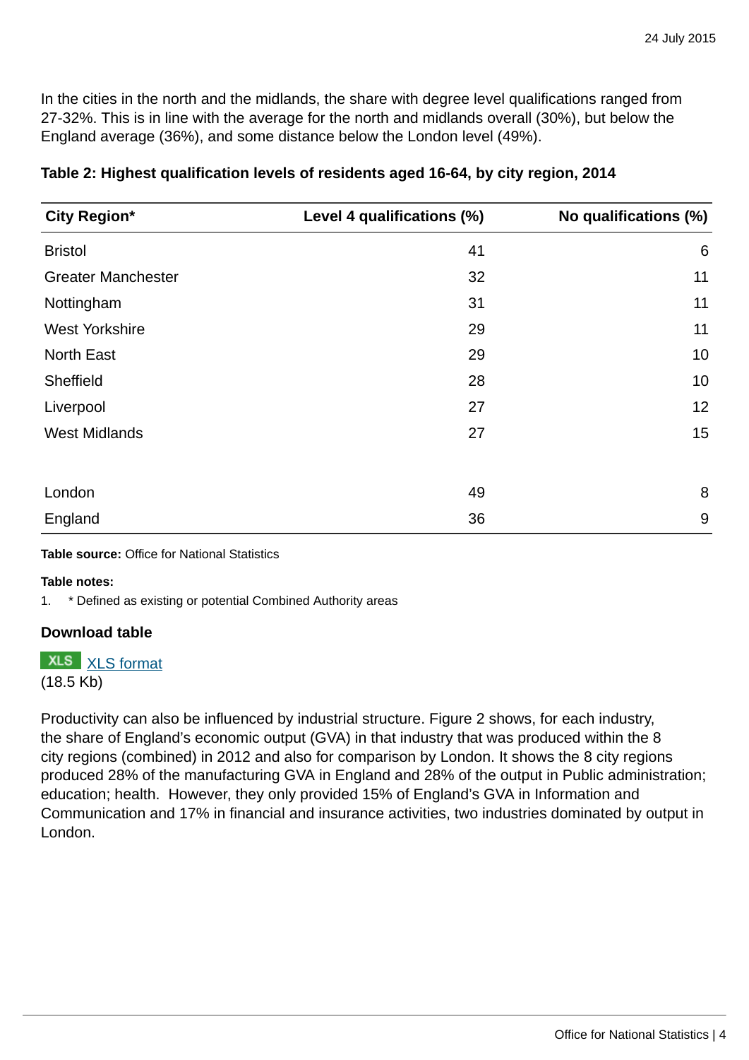In the cities in the north and the midlands, the share with degree level qualifications ranged from 27-32%. This is in line with the average for the north and midlands overall (30%), but below the England average (36%), and some distance below the London level (49%).

**Table 2: Highest qualification levels of residents aged 16-64, by city region, 2014**

| City Region* | Level 4 qualifications (%) | No qualifications (%) |
|---|---|---|
| Bristol | 41 | 6 |
| Greater Manchester | 32 | 11 |
| Nottingham | 31 | 11 |
| West Yorkshire | 29 | 11 |
| North East | 29 | 10 |
| Sheffield | 28 | 10 |
| Liverpool | 27 | 12 |
| West Midlands | 27 | 15 |
| | | |
| London | 49 | 8 |
| England | 36 | 9 |

**Table source:** Office for National Statistics

**Table notes:**

1. * Defined as existing or potential Combined Authority areas

**Download table**

XLS [XLS format](#)
(18.5 Kb)

Productivity can also be influenced by industrial structure. Figure 2 shows, for each industry, the share of England's economic output (GVA) in that industry that was produced within the 8 city regions (combined) in 2012 and also for comparison by London. It shows the 8 city regions produced 28% of the manufacturing GVA in England and 28% of the output in Public administration; education; health. However, they only provided 15% of England's GVA in Information and Communication and 17% in financial and insurance activities, two industries dominated by output in London.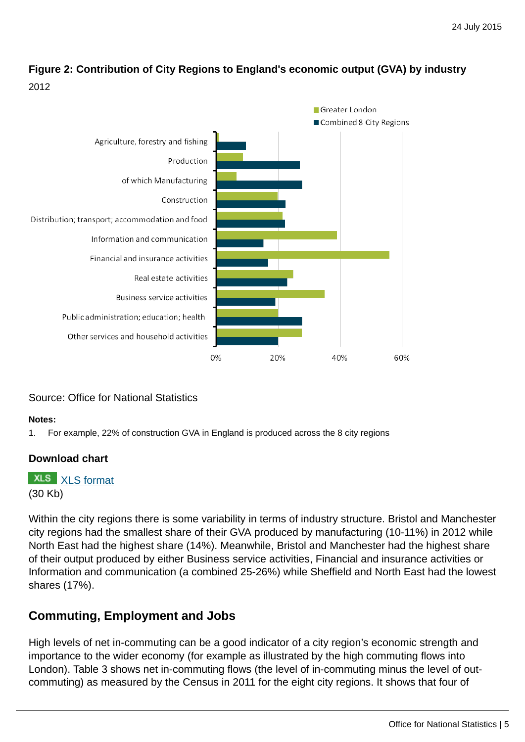### Figure 2: Contribution of City Regions to England's economic output (GVA) by industry

2012

Source: Office for National Statistics

**Notes:**

1. For example, 22% of construction GVA in England is produced across the 8 city regions

### Download chart

XLS XLS format
(30 Kb)

Within the city regions there is some variability in terms of industry structure. Bristol and Manchester city regions had the smallest share of their GVA produced by manufacturing (10-11%) in 2012 while North East had the highest share (14%). Meanwhile, Bristol and Manchester had the highest share of their output produced by either Business service activities, Financial and insurance activities or Information and communication (a combined 25-26%) while Sheffield and North East had the lowest shares (17%).

## Commuting, Employment and Jobs

High levels of net in-commuting can be a good indicator of a city region's economic strength and importance to the wider economy (for example as illustrated by the high commuting flows into London). Table 3 shows net in-commuting flows (the level of in-commuting minus the level of out-commuting) as measured by the Census in 2011 for the eight city regions. It shows that four of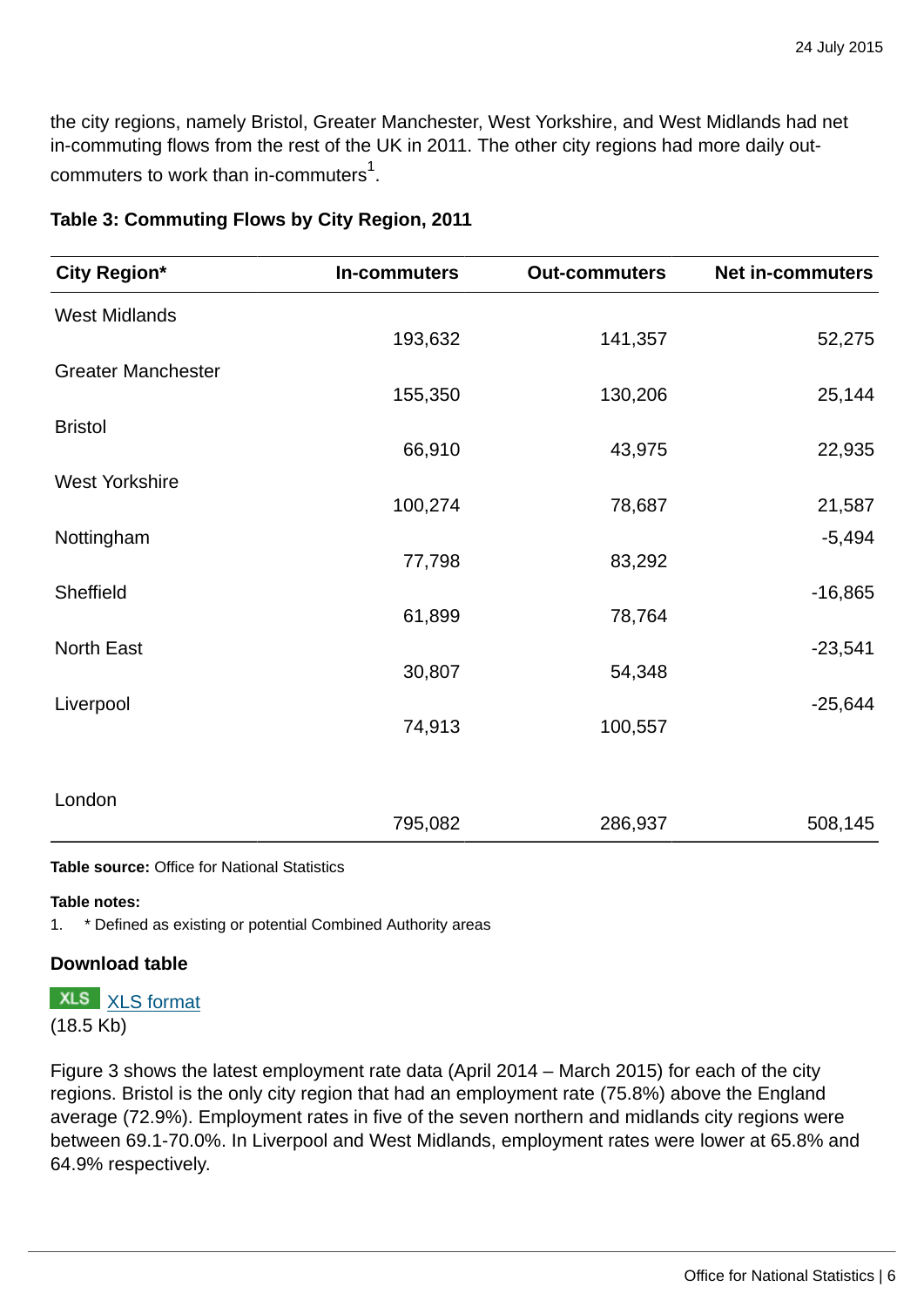the city regions, namely Bristol, Greater Manchester, West Yorkshire, and West Midlands had net in-commuting flows from the rest of the UK in 2011. The other city regions had more daily out-commuters to work than in-commuters[1].

**Table 3: Commuting Flows by City Region, 2011**

| City Region* | In-commuters | Out-commuters | Net in-commuters |
|---|---|---|---|
| West Midlands | 193,632 | 141,357 | 52,275 |
| Greater Manchester | 155,350 | 130,206 | 25,144 |
| Bristol | 66,910 | 43,975 | 22,935 |
| West Yorkshire | 100,274 | 78,687 | 21,587 |
| Nottingham | 77,798 | 83,292 | -5,494 |
| Sheffield | 61,899 | 78,764 | -16,865 |
| North East | 30,807 | 54,348 | -23,541 |
| Liverpool | 74,913 | 100,557 | -25,644 |
| London | 795,082 | 286,937 | 508,145 |

**Table source:** Office for National Statistics

**Table notes:**

1. * Defined as existing or potential Combined Authority areas

**Download table**

XLS [XLS format]
(18.5 Kb)

Figure 3 shows the latest employment rate data (April 2014 – March 2015) for each of the city regions. Bristol is the only city region that had an employment rate (75.8%) above the England average (72.9%). Employment rates in five of the seven northern and midlands city regions were between 69.1-70.0%. In Liverpool and West Midlands, employment rates were lower at 65.8% and 64.9% respectively.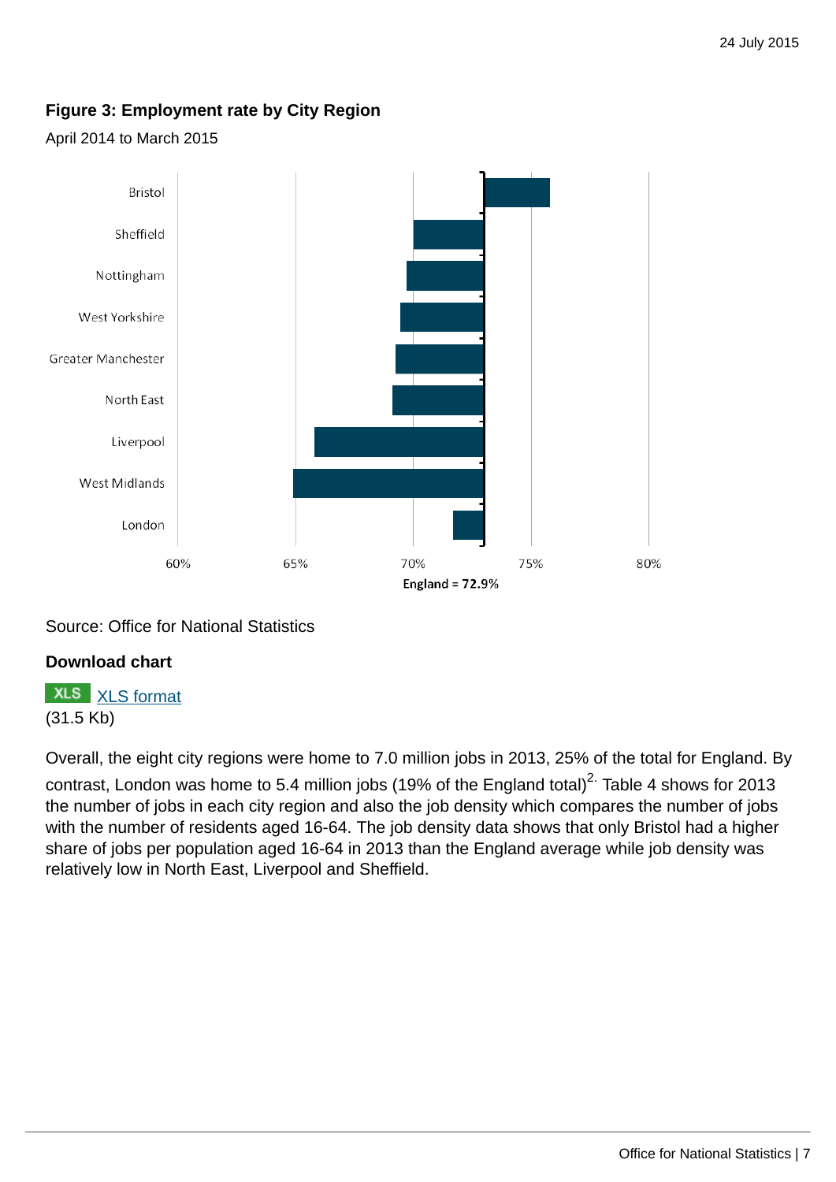### Figure 3: Employment rate by City Region

April 2014 to March 2015

Source: Office for National Statistics

**Download chart**

XLS [XLS format](#)
(31.5 Kb)

Overall, the eight city regions were home to 7.0 million jobs in 2013, 25% of the total for England. By contrast, London was home to 5.4 million jobs (19% of the England total)[2.] Table 4 shows for 2013 the number of jobs in each city region and also the job density which compares the number of jobs with the number of residents aged 16-64. The job density data shows that only Bristol had a higher share of jobs per population aged 16-64 in 2013 than the England average while job density was relatively low in North East, Liverpool and Sheffield.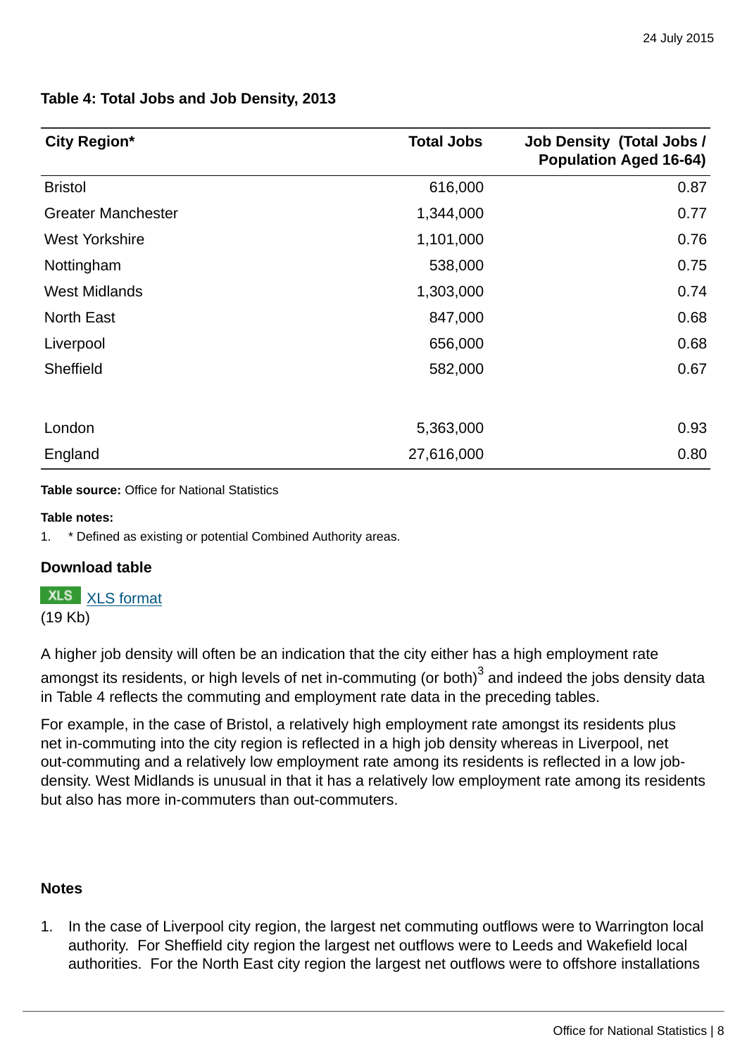**Table 4: Total Jobs and Job Density, 2013**

| City Region* | Total Jobs | Job Density (Total Jobs / Population Aged 16-64) |
|---|---|---|
| Bristol | 616,000 | 0.87 |
| Greater Manchester | 1,344,000 | 0.77 |
| West Yorkshire | 1,101,000 | 0.76 |
| Nottingham | 538,000 | 0.75 |
| West Midlands | 1,303,000 | 0.74 |
| North East | 847,000 | 0.68 |
| Liverpool | 656,000 | 0.68 |
| Sheffield | 582,000 | 0.67 |
| | | |
| London | 5,363,000 | 0.93 |
| England | 27,616,000 | 0.80 |

**Table source:** Office for National Statistics

**Table notes:**

1. * Defined as existing or potential Combined Authority areas.

**Download table**

XLS [XLS format](#)
(19 Kb)

A higher job density will often be an indication that the city either has a high employment rate amongst its residents, or high levels of net in-commuting (or both)[3] and indeed the jobs density data in Table 4 reflects the commuting and employment rate data in the preceding tables.

For example, in the case of Bristol, a relatively high employment rate amongst its residents plus net in-commuting into the city region is reflected in a high job density whereas in Liverpool, net out-commuting and a relatively low employment rate among its residents is reflected in a low job-density. West Midlands is unusual in that it has a relatively low employment rate among its residents but also has more in-commuters than out-commuters.

### Notes

1. In the case of Liverpool city region, the largest net commuting outflows were to Warrington local authority. For Sheffield city region the largest net outflows were to Leeds and Wakefield local authorities. For the North East city region the largest net outflows were to offshore installations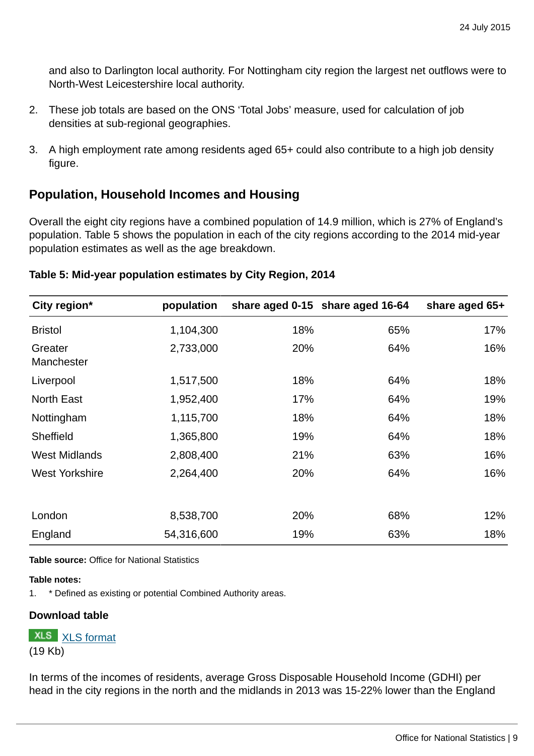and also to Darlington local authority. For Nottingham city region the largest net outflows were to North-West Leicestershire local authority.

2. These job totals are based on the ONS 'Total Jobs' measure, used for calculation of job densities at sub-regional geographies.
3. A high employment rate among residents aged 65+ could also contribute to a high job density figure.

## Population, Household Incomes and Housing

Overall the eight city regions have a combined population of 14.9 million, which is 27% of England's population. Table 5 shows the population in each of the city regions according to the 2014 mid-year population estimates as well as the age breakdown.

**Table 5: Mid-year population estimates by City Region, 2014**

| City region* | population | share aged 0-15 | share aged 16-64 | share aged 65+ |
|---|---:|---:|---:|---:|
| Bristol | 1,104,300 | 18% | 65% | 17% |
| Greater Manchester | 2,733,000 | 20% | 64% | 16% |
| Liverpool | 1,517,500 | 18% | 64% | 18% |
| North East | 1,952,400 | 17% | 64% | 19% |
| Nottingham | 1,115,700 | 18% | 64% | 18% |
| Sheffield | 1,365,800 | 19% | 64% | 18% |
| West Midlands | 2,808,400 | 21% | 63% | 16% |
| West Yorkshire | 2,264,400 | 20% | 64% | 16% |
| | | | | |
| London | 8,538,700 | 20% | 68% | 12% |
| England | 54,316,600 | 19% | 63% | 18% |

**Table source:** Office for National Statistics

**Table notes:**

1. * Defined as existing or potential Combined Authority areas.

**Download table**

XLS [XLS format]
(19 Kb)

In terms of the incomes of residents, average Gross Disposable Household Income (GDHI) per head in the city regions in the north and the midlands in 2013 was 15-22% lower than the England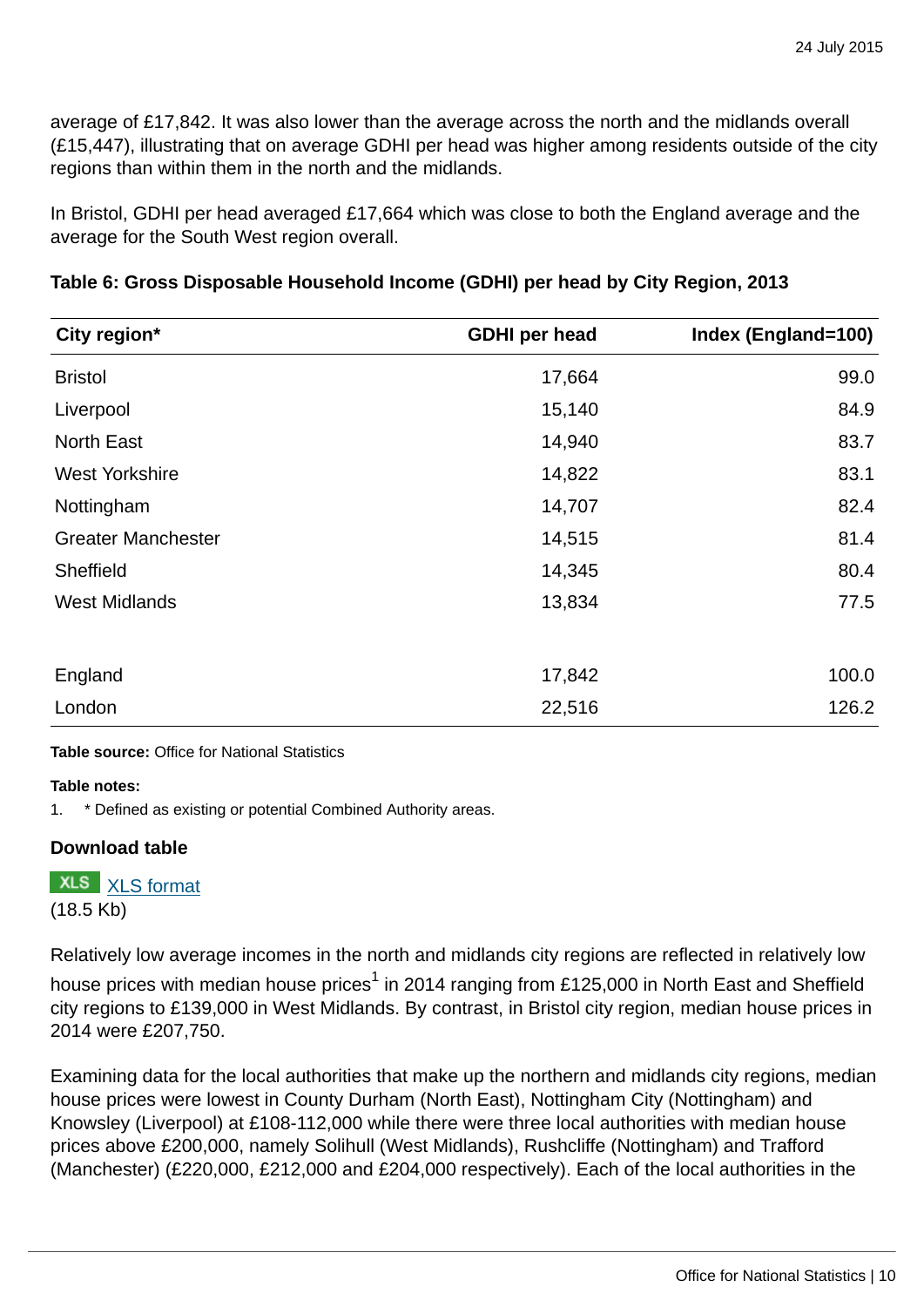average of £17,842. It was also lower than the average across the north and the midlands overall (£15,447), illustrating that on average GDHI per head was higher among residents outside of the city regions than within them in the north and the midlands.

In Bristol, GDHI per head averaged £17,664 which was close to both the England average and the average for the South West region overall.

**Table 6: Gross Disposable Household Income (GDHI) per head by City Region, 2013**

| City region* | GDHI per head | Index (England=100) |
|---|---|---|
| Bristol | 17,664 | 99.0 |
| Liverpool | 15,140 | 84.9 |
| North East | 14,940 | 83.7 |
| West Yorkshire | 14,822 | 83.1 |
| Nottingham | 14,707 | 82.4 |
| Greater Manchester | 14,515 | 81.4 |
| Sheffield | 14,345 | 80.4 |
| West Midlands | 13,834 | 77.5 |
| | | |
| England | 17,842 | 100.0 |
| London | 22,516 | 126.2 |

**Table source:** Office for National Statistics

**Table notes:**

1. * Defined as existing or potential Combined Authority areas.

**Download table**

XLS [XLS format](#)
(18.5 Kb)

Relatively low average incomes in the north and midlands city regions are reflected in relatively low house prices with median house prices[1] in 2014 ranging from £125,000 in North East and Sheffield city regions to £139,000 in West Midlands. By contrast, in Bristol city region, median house prices in 2014 were £207,750.

Examining data for the local authorities that make up the northern and midlands city regions, median house prices were lowest in County Durham (North East), Nottingham City (Nottingham) and Knowsley (Liverpool) at £108-112,000 while there were three local authorities with median house prices above £200,000, namely Solihull (West Midlands), Rushcliffe (Nottingham) and Trafford (Manchester) (£220,000, £212,000 and £204,000 respectively). Each of the local authorities in the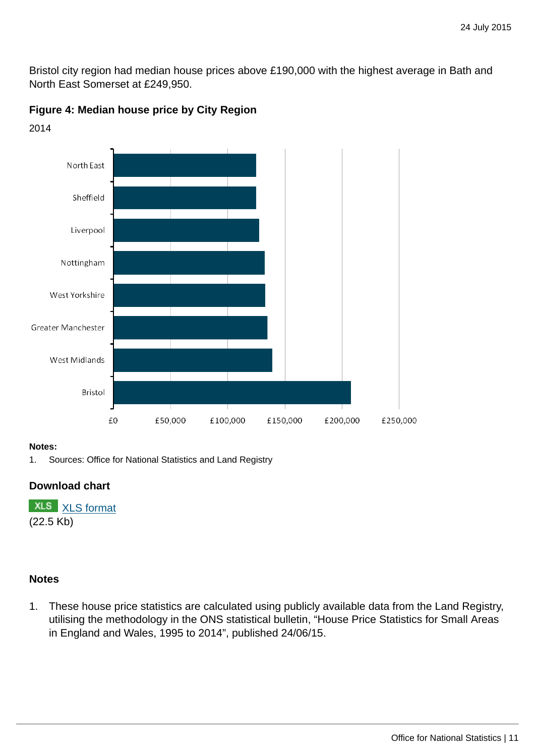Bristol city region had median house prices above £190,000 with the highest average in Bath and North East Somerset at £249,950.

### Figure 4: Median house price by City Region

2014

**Notes:**

1. Sources: Office for National Statistics and Land Registry

### Download chart

XLS [XLS format](#)
(22.5 Kb)

## Notes

1. These house price statistics are calculated using publicly available data from the Land Registry, utilising the methodology in the ONS statistical bulletin, "House Price Statistics for Small Areas in England and Wales, 1995 to 2014", published 24/06/15.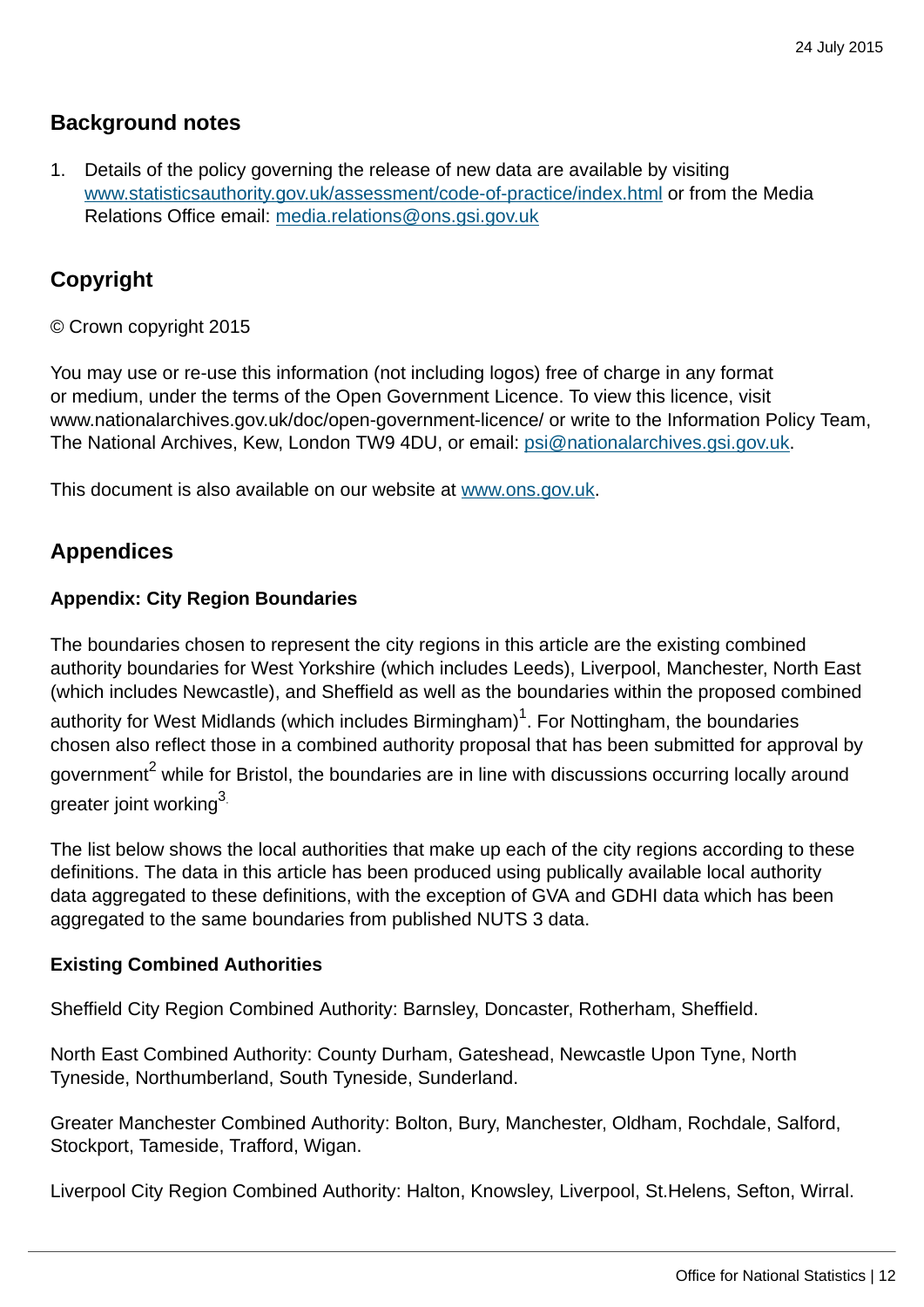## Background notes

1. Details of the policy governing the release of new data are available by visiting [www.statisticsauthority.gov.uk/assessment/code-of-practice/index.html](www.statisticsauthority.gov.uk/assessment/code-of-practice/index.html) or from the Media Relations Office email: [media.relations@ons.gsi.gov.uk](mailto:media.relations@ons.gsi.gov.uk)

## Copyright

© Crown copyright 2015

You may use or re-use this information (not including logos) free of charge in any format or medium, under the terms of the Open Government Licence. To view this licence, visit www.nationalarchives.gov.uk/doc/open-government-licence/ or write to the Information Policy Team, The National Archives, Kew, London TW9 4DU, or email: [psi@nationalarchives.gsi.gov.uk](mailto:psi@nationalarchives.gsi.gov.uk).

This document is also available on our website at [www.ons.gov.uk](www.ons.gov.uk).

## Appendices

### Appendix: City Region Boundaries

The boundaries chosen to represent the city regions in this article are the existing combined authority boundaries for West Yorkshire (which includes Leeds), Liverpool, Manchester, North East (which includes Newcastle), and Sheffield as well as the boundaries within the proposed combined authority for West Midlands (which includes Birmingham)[1]. For Nottingham, the boundaries chosen also reflect those in a combined authority proposal that has been submitted for approval by government[2] while for Bristol, the boundaries are in line with discussions occurring locally around greater joint working[3].

The list below shows the local authorities that make up each of the city regions according to these definitions. The data in this article has been produced using publically available local authority data aggregated to these definitions, with the exception of GVA and GDHI data which has been aggregated to the same boundaries from published NUTS 3 data.

**Existing Combined Authorities**

Sheffield City Region Combined Authority: Barnsley, Doncaster, Rotherham, Sheffield.

North East Combined Authority: County Durham, Gateshead, Newcastle Upon Tyne, North Tyneside, Northumberland, South Tyneside, Sunderland.

Greater Manchester Combined Authority: Bolton, Bury, Manchester, Oldham, Rochdale, Salford, Stockport, Tameside, Trafford, Wigan.

Liverpool City Region Combined Authority: Halton, Knowsley, Liverpool, St.Helens, Sefton, Wirral.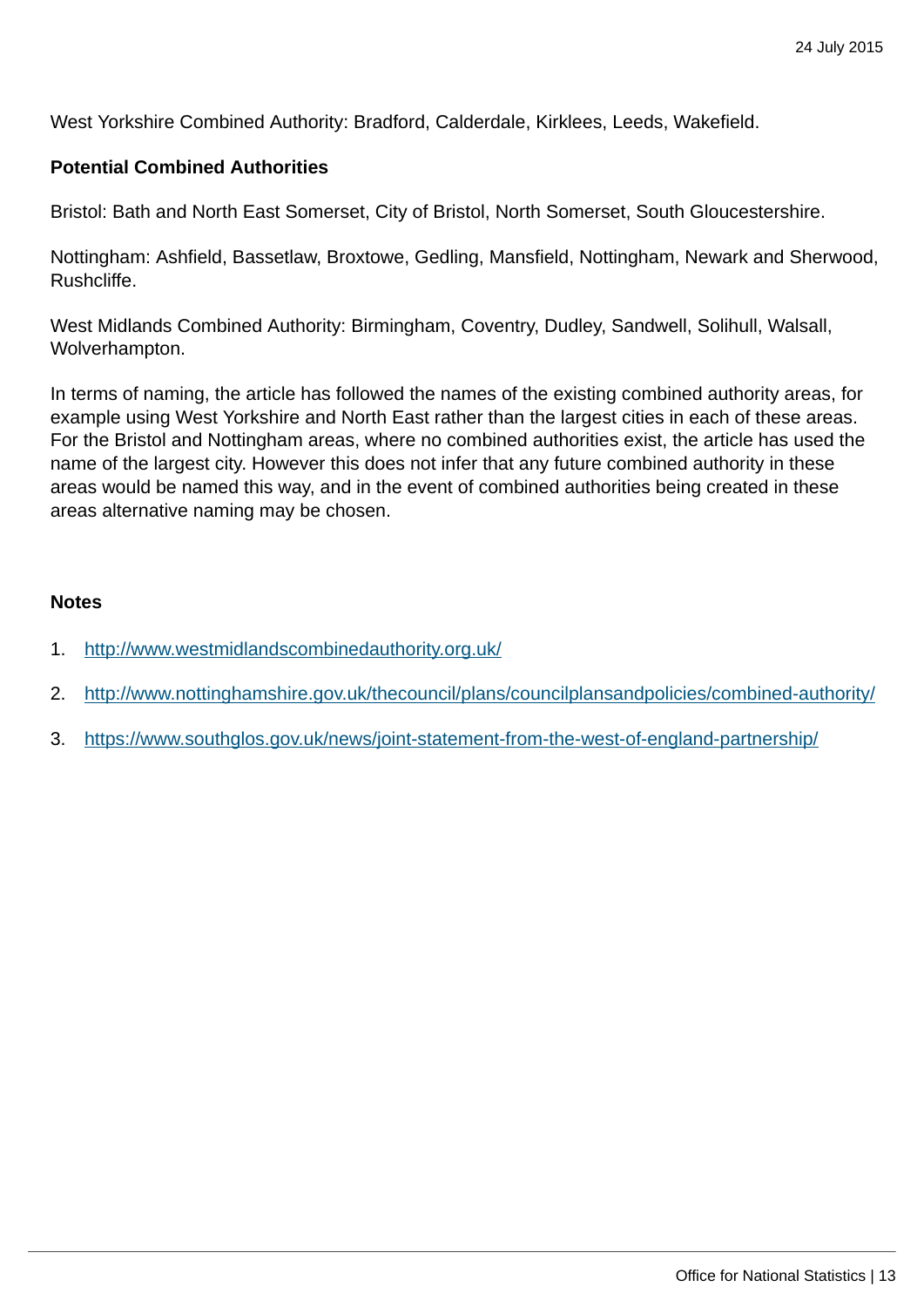West Yorkshire Combined Authority: Bradford, Calderdale, Kirklees, Leeds, Wakefield.

**Potential Combined Authorities**

Bristol: Bath and North East Somerset, City of Bristol, North Somerset, South Gloucestershire.

Nottingham: Ashfield, Bassetlaw, Broxtowe, Gedling, Mansfield, Nottingham, Newark and Sherwood, Rushcliffe.

West Midlands Combined Authority: Birmingham, Coventry, Dudley, Sandwell, Solihull, Walsall, Wolverhampton.

In terms of naming, the article has followed the names of the existing combined authority areas, for example using West Yorkshire and North East rather than the largest cities in each of these areas. For the Bristol and Nottingham areas, where no combined authorities exist, the article has used the name of the largest city. However this does not infer that any future combined authority in these areas would be named this way, and in the event of combined authorities being created in these areas alternative naming may be chosen.

**Notes**

1. http://www.westmidlandscombinedauthority.org.uk/
2. http://www.nottinghamshire.gov.uk/thecouncil/plans/councilplansandpolicies/combined-authority/
3. https://www.southglos.gov.uk/news/joint-statement-from-the-west-of-england-partnership/